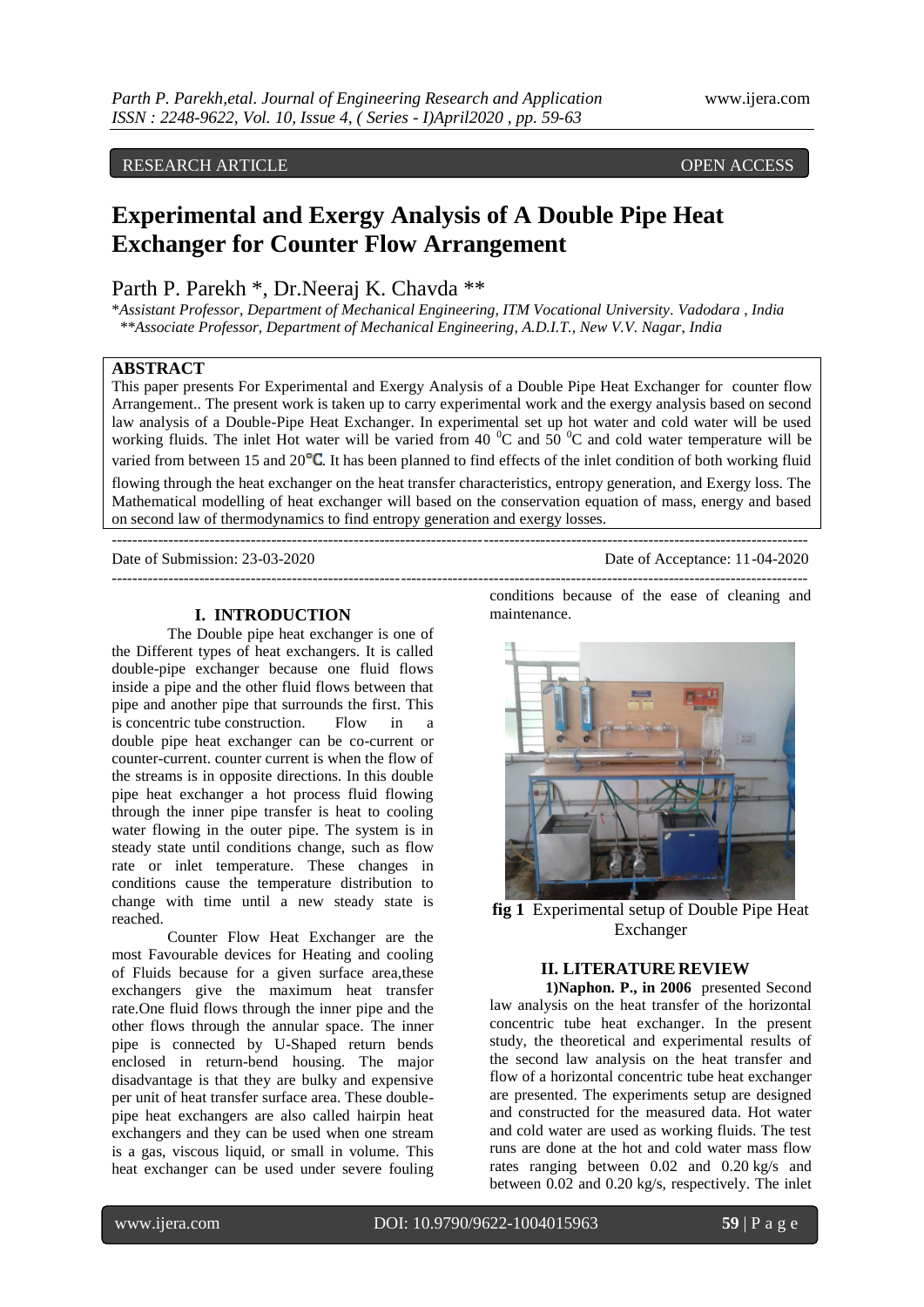RESEARCH ARTICLE OPEN ACCESS

# Experimental and Exergy Analysis of A Double Pipe Heat Exchanger for Counter Flow Arrangement

Parth P. Parekh *, Dr.Neeraj K. Chavda **

*\*Assistant Professor, Department of Mechanical Engineering, ITM Vocational University. Vadodara , India*
*\*\*Associate Professor, Department of Mechanical Engineering, A.D.I.T., New V.V. Nagar, India*

## ABSTRACT

This paper presents For Experimental and Exergy Analysis of a Double Pipe Heat Exchanger for counter flow Arrangement.. The present work is taken up to carry experimental work and the exergy analysis based on second law analysis of a Double-Pipe Heat Exchanger. In experimental set up hot water and cold water will be used working fluids. The inlet Hot water will be varied from 40 $^{0}$C and 50 $^{0}$C and cold water temperature will be varied from between 15 and 20°C. It has been planned to find effects of the inlet condition of both working fluid flowing through the heat exchanger on the heat transfer characteristics, entropy generation, and Exergy loss. The Mathematical modelling of heat exchanger will based on the conservation equation of mass, energy and based on second law of thermodynamics to find entropy generation and exergy losses.

Date of Submission: 23-03-2020 Date of Acceptance: 11-04-2020

## I. INTRODUCTION

The Double pipe heat exchanger is one of the Different types of heat exchangers. It is called double-pipe exchanger because one fluid flows inside a pipe and the other fluid flows between that pipe and another pipe that surrounds the first. This is concentric tube construction. Flow in a double pipe heat exchanger can be co-current or counter-current. counter current is when the flow of the streams is in opposite directions. In this double pipe heat exchanger a hot process fluid flowing through the inner pipe transfer is heat to cooling water flowing in the outer pipe. The system is in steady state until conditions change, such as flow rate or inlet temperature. These changes in conditions cause the temperature distribution to change with time until a new steady state is reached.

Counter Flow Heat Exchanger are the most Favourable devices for Heating and cooling of Fluids because for a given surface area,these exchangers give the maximum heat transfer rate.One fluid flows through the inner pipe and the other flows through the annular space. The inner pipe is connected by U-Shaped return bends enclosed in return-bend housing. The major disadvantage is that they are bulky and expensive per unit of heat transfer surface area. These double-pipe heat exchangers are also called hairpin heat exchangers and they can be used when one stream is a gas, viscous liquid, or small in volume. This heat exchanger can be used under severe fouling conditions because of the ease of cleaning and maintenance.

**fig 1** Experimental setup of Double Pipe Heat Exchanger

## II. LITERATURE REVIEW

**1)Naphon. P., in 2006** presented Second law analysis on the heat transfer of the horizontal concentric tube heat exchanger. In the present study, the theoretical and experimental results of the second law analysis on the heat transfer and flow of a horizontal concentric tube heat exchanger are presented. The experiments setup are designed and constructed for the measured data. Hot water and cold water are used as working fluids. The test runs are done at the hot and cold water mass flow rates ranging between 0.02 and 0.20 kg/s and between 0.02 and 0.20 kg/s, respectively. The inlet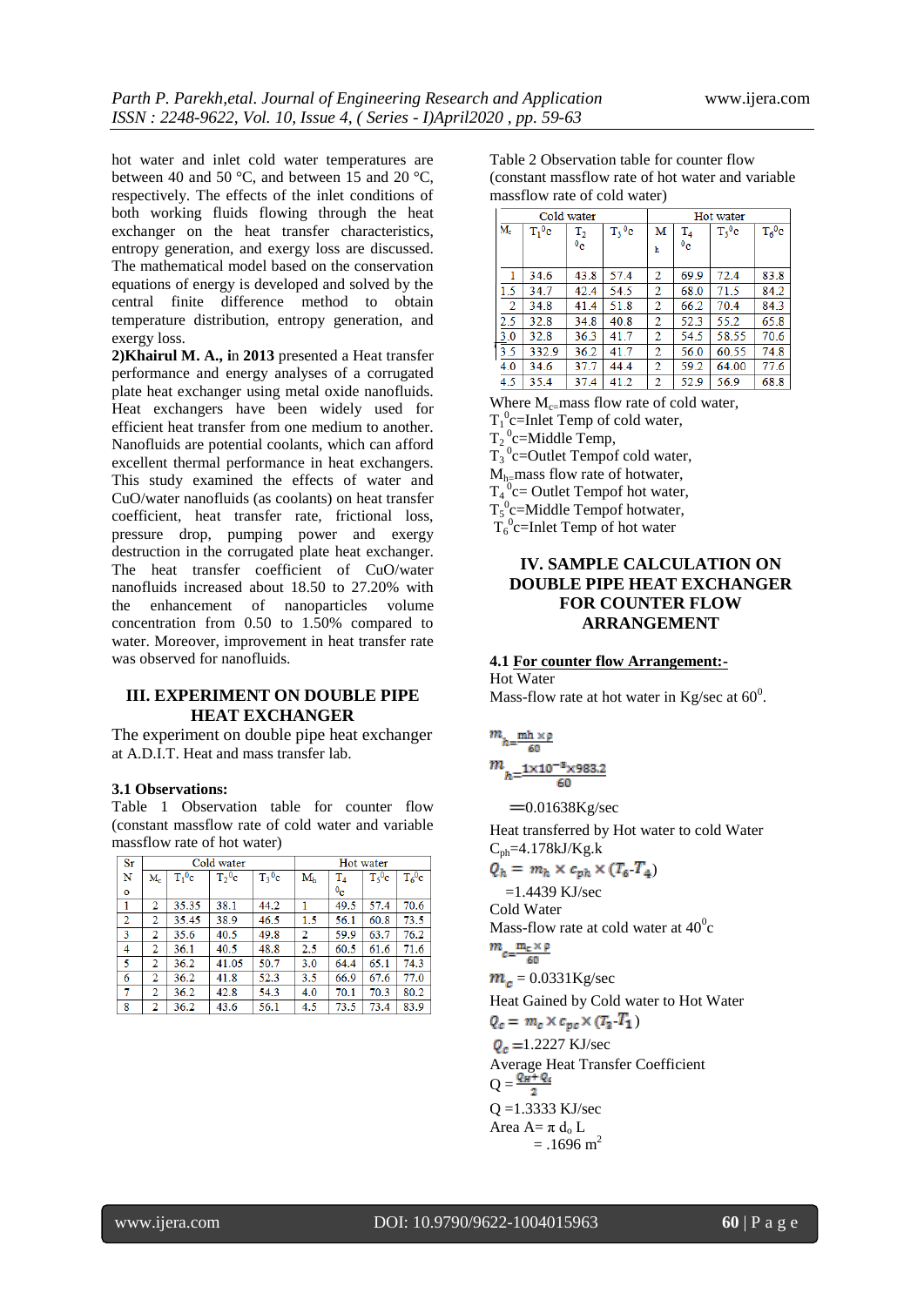hot water and inlet cold water temperatures are between 40 and 50 °C, and between 15 and 20 °C, respectively. The effects of the inlet conditions of both working fluids flowing through the heat exchanger on the heat transfer characteristics, entropy generation, and exergy loss are discussed. The mathematical model based on the conservation equations of energy is developed and solved by the central finite difference method to obtain temperature distribution, entropy generation, and exergy loss.

**2)Khairul M. A., i**n **2013** presented a Heat transfer performance and energy analyses of a corrugated plate heat exchanger using metal oxide nanofluids. Heat exchangers have been widely used for efficient heat transfer from one medium to another. Nanofluids are potential coolants, which can afford excellent thermal performance in heat exchangers. This study examined the effects of water and CuO/water nanofluids (as coolants) on heat transfer coefficient, heat transfer rate, frictional loss, pressure drop, pumping power and exergy destruction in the corrugated plate heat exchanger. The heat transfer coefficient of CuO/water nanofluids increased about 18.50 to 27.20% with the enhancement of nanoparticles volume concentration from 0.50 to 1.50% compared to water. Moreover, improvement in heat transfer rate was observed for nanofluids.

## III. EXPERIMENT ON DOUBLE PIPE HEAT EXCHANGER

The experiment on double pipe heat exchanger at A.D.I.T. Heat and mass transfer lab.

### 3.1 Observations:

Table 1 Observation table for counter flow (constant massflow rate of cold water and variable massflow rate of hot water)

| Sr No | Cold water | | | | Hot water | | | |
|---|---|---|---|---|---|---|---|---|
| | $M_c$ | $T_1$ ⁰c | $T_2$ ⁰c | $T_3$ ⁰c | $M_h$ | $T_4$ ⁰c | $T_5$ ⁰c | $T_6$ ⁰c |
| 1 | 2 | 35.35 | 38.1 | 44.2 | 1 | 49.5 | 57.4 | 70.6 |
| 2 | 2 | 35.45 | 38.9 | 46.5 | 1.5 | 56.1 | 60.8 | 73.5 |
| 3 | 2 | 35.6 | 40.5 | 49.8 | 2 | 59.9 | 63.7 | 76.2 |
| 4 | 2 | 36.1 | 40.5 | 48.8 | 2.5 | 60.5 | 61.6 | 71.6 |
| 5 | 2 | 36.2 | 41.05 | 50.7 | 3.0 | 64.4 | 65.1 | 74.3 |
| 6 | 2 | 36.2 | 41.8 | 52.3 | 3.5 | 66.9 | 67.6 | 77.0 |
| 7 | 2 | 36.2 | 42.8 | 54.3 | 4.0 | 70.1 | 70.3 | 80.2 |
| 8 | 2 | 36.2 | 43.6 | 56.1 | 4.5 | 73.5 | 73.4 | 83.9 |

Table 2 Observation table for counter flow (constant massflow rate of hot water and variable massflow rate of cold water)

| Cold water | | | | Hot water | | | |
|---|---|---|---|---|---|---|---|
| $M_c$ | $T_1$ ⁰c | $T_2$ ⁰c | $T_3$ ⁰c | $M_h$ | $T_4$ ⁰c | $T_5$ ⁰c | $T_6$ ⁰c |
| 1 | 34.6 | 43.8 | 57.4 | 2 | 69.9 | 72.4 | 83.8 |
| 1.5 | 34.7 | 42.4 | 54.5 | 2 | 68.0 | 71.5 | 84.2 |
| 2 | 34.8 | 41.4 | 51.8 | 2 | 66.2 | 70.4 | 84.3 |
| 2.5 | 32.8 | 34.8 | 40.8 | 2 | 52.3 | 55.2 | 65.8 |
| 3.0 | 32.8 | 36.3 | 41.7 | 2 | 54.5 | 58.55 | 70.6 |
| 3.5 | 332.9 | 36.2 | 41.7 | 2 | 56.0 | 60.55 | 74.8 |
| 4.0 | 34.6 | 37.7 | 44.4 | 2 | 59.2 | 64.00 | 77.6 |
| 4.5 | 35.4 | 37.4 | 41.2 | 2 | 52.9 | 56.9 | 68.8 |

Where $M_c$=mass flow rate of cold water,
$T_1$ ⁰c=Inlet Temp of cold water,
$T_2$ ⁰c=Middle Temp,
$T_3$ ⁰c=Outlet Tempof cold water,
$M_h$=mass flow rate of hotwater,
$T_4$ ⁰c= Outlet Tempof hot water,
$T_5$ ⁰c=Middle Tempof hotwater,
$T_6$ ⁰c=Inlet Temp of hot water

## IV. SAMPLE CALCULATION ON DOUBLE PIPE HEAT EXCHANGER FOR COUNTER FLOW ARRANGEMENT

### 4.1 For counter flow Arrangement:-

Hot Water

Mass-flow rate at hot water in Kg/sec at $60^0$.

$$m_h = \frac{mh \times \rho}{60}$$

$$m_h = \frac{1 \times 10^{-3} \times 983.2}{60}$$

$$= 0.01638 \text{Kg/sec}$$

Heat transferred by Hot water to cold Water

$C_{ph}$=4.178kJ/Kg.k

$$Q_h = m_h \times c_{ph} \times (T_6 - T_4)$$

=1.4439 KJ/sec

Cold Water

Mass-flow rate at cold water at $40^0$c

$$m_c = \frac{m_c \times \rho}{60}$$

$m_c$ = 0.0331Kg/sec

Heat Gained by Cold water to Hot Water

$$Q_c = m_c \times c_{pc} \times (T_3 - T_1)$$

$Q_c$ =1.2227 KJ/sec

Average Heat Transfer Coefficient

$$Q = \frac{Q_H + Q_c}{2}$$

Q =1.3333 KJ/sec

Area A= $\pi$ $d_o$ L

= .1696 $m^2$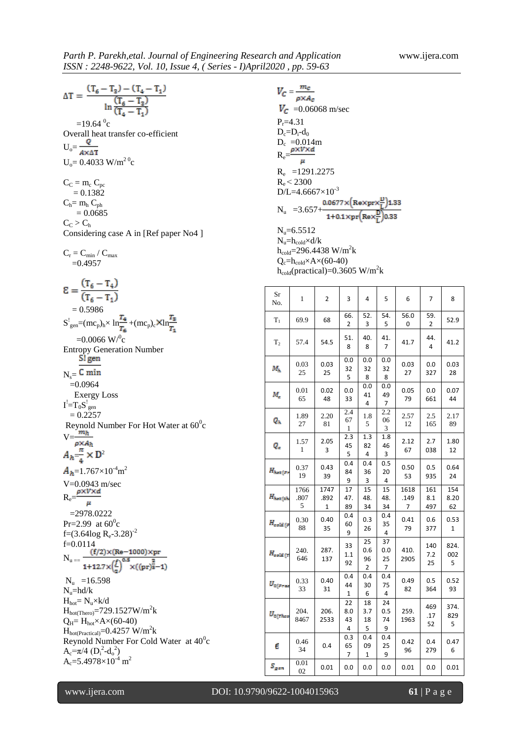$$\Delta T = \frac{(T_6 - T_3) - (T_4 - T_1)}{\ln\frac{(T_6 - T_3)}{(T_4 - T_1)}}$$

$=19.64\,^0c$

Overall heat transfer co-efficient

$U_o = \frac{Q}{A \times \Delta T}$

$U_o = 0.4033\ W/m^{2\,0}c$

$C_C = m_c\, C_{pc}$

$= 0.1382$

$C_h = m_h\, C_{ph}$

$= 0.0685$

$C_C > C_h$

Considering case A in [Ref paper No4 ]

$C_r = C_{min} / C_{max}$

$=0.4957$

$$\varepsilon = \frac{(T_6 - T_4)}{(T_6 - T_1)}$$

$= 0.5986$

$S^!_{gen} = (mc_p)_h \times \ln\frac{T_4}{T_6} + (m_c)_c \times \ln\frac{T_3}{T_1}$

$=0.0066\ W/^0c$

Entropy Generation Number

$N_s = \frac{S!\,gen}{C\ min}$

$=0.0964$

Exergy Loss

$I^! = T_0 S^!_{gen}$

$= 0.2257$

Reynold Number For Hot Water at $60^0c$

$V = \frac{m_h}{\rho \times A_h}$

$A_h = \frac{\pi}{4} \times D^2$

$A_h = 1.767 \times 10^{-4} m^2$

$V=0.0943$ m/sec

$R_e = \frac{\rho \times V \times d}{\mu}$

$=2978.0222$

$Pr=2.99$ at $60^0c$

$f = (3.64 \log R_e - 3.28)^{-2}$

$f=0.0114$

$$N_u = \frac{(f/2) \times (Re - 1000) \times pr}{1 + 12.7 \times \left(\frac{f}{2}\right)^{0.5} \times ((pr)^{\frac{2}{3}} - 1)}$$

$N_u = 16.598$

$N_u = hd/k$

$H_{hot} = N_u \times k/d$

$H_{hot(Thero)} = 729.1527 W/m^2k$

$Q_H = H_{hot} \times A \times (60-40)$

$H_{hot(Practical)} = 0.4257\ W/m^2k$

Reynold Number For Cold Water at $40^0c$

$A_c = \pi/4\,(D_i^2 - d_o^2)$

$A_c = 5.4978 \times 10^{-4}\ m^2$

$V_C = \frac{m_c}{\rho \times A_c}$

$V_C = 0.06068$ m/sec

$P_r = 4.31$

$D_c = D_i - d_0$

$D_c = 0.014m$

$R_e = \frac{\rho \times V \times d}{\mu}$

$R_e = 1291.2275$

$R_e < 2300$

$D/L = 4.6667 \times 10^{-3}$

$$N_u = 3.657 + \frac{0.0677 \times \left(Re \times pr \times \frac{D}{L}\right)^{1.33}}{1 + 0.1 \times pr\left(Re \times \frac{D}{L}\right)^{0.33}}$$

$N_u = 6.5512$

$N_u = h_{cold} \times d/k$

$h_{cold} = 296.4438\ W/m^2k$

$Q_c = h_{cold} \times A \times (60-40)$

$h_{cold}(practical) = 0.3605\ W/m^2k$

| Sr No. | 1 | 2 | 3 | 4 | 5 | 6 | 7 | 8 |
|---|---|---|---|---|---|---|---|---|
| $T_1$ | 69.9 | 68 | 66.2 | 52.3 | 54.5 | 56.00 | 59.2 | 52.9 |
| $T_2$ | 57.4 | 54.5 | 51.8 | 40.8 | 41.7 | 41.7 | 44.4 | 41.2 |
| $M_h$ | 0.0325 | 0.0325 | 0.0325 | 0.0328 | 0.0328 | 0.0327 | 0.0327 | 0.0328 |
| $M_c$ | 0.0165 | 0.0248 | 0.0033 | 0.0414 | 0.0497 | 0.0579 | 0.0661 | 0.0744 |
| $Q_h$ | 1.8927 | 2.2081 | 2.4671 | 1.85 | 2.2063 | 2.5712 | 2.5165 | 2.1789 |
| $Q_c$ | 1.571 | 2.053 | 2.3455 | 1.3824 | 1.8463 | 2.1267 | 2.7038 | 1.8012 |
| $H_{hot(Pr}$ | 0.3719 | 0.4339 | 0.4849 | 0.4363 | 0.5204 | 0.5053 | 0.5935 | 0.6424 |
| $H_{hot(th}$ | 1766.8075 | 1747.8921 | 1747.89 | 1548.34 | 1548.34 | 1618.1497 | 1618.1497 | 1548.2062 |
| $H_{cold(P}$ | 0.3088 | 0.4035 | 0.4609 | 0.326 | 0.4354 | 0.4179 | 0.6377 | 0.531 |
| $H_{cold(T}$ | 240.646 | 287.137 | 331.192 | 250.6962 | 370.0257 | 410.2905 | 1407.225 | 824.0025 |
| $U_{o(Prac}$ | 0.3333 | 0.4031 | 0.441 | 0.4306 | 0.4754 | 0.4982 | 0.5364 | 0.5293 |
| $U_{o(Theo}$ | 204.8467 | 206.2533 | 228.0434 | 183.7185 | 240.5749 | 259.1963 | 469.1752 | 374.8295 |
| $\epsilon$ | 0.4634 | 0.4 | 0.3657 | 0.4091 | 0.4259 | 0.4296 | 0.4279 | 0.476 |
| $S_{gen}$ | 0.0102 | 0.01 | 0.0 | 0.0 | 0.0 | 0.01 | 0.0 | 0.01 |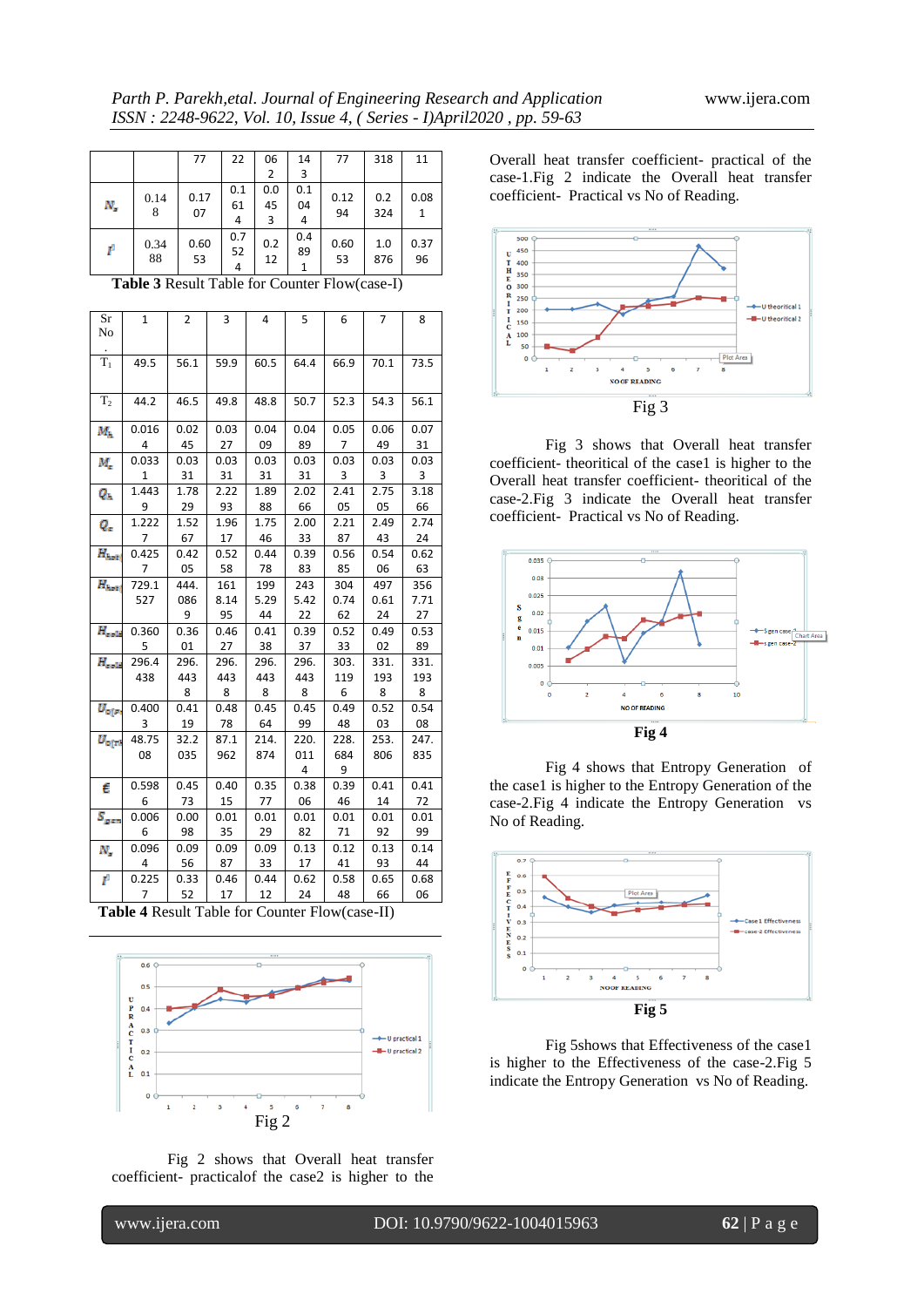| | | 77 | 22 | 062 | 143 | 77 | 318 | 11 |
|---|---|---|---|---|---|---|---|---|
| $N_s$ | 0.148 | 0.1707 | 0.1614 | 0.0453 | 0.1044 | 0.1294 | 0.2324 | 0.081 |
| $I^I$ | 0.3488 | 0.6053 | 0.7524 | 0.212 | 0.4891 | 0.6053 | 1.0876 | 0.3796 |

**Table 3** Result Table for Counter Flow(case-I)

| Sr No. | 1 | 2 | 3 | 4 | 5 | 6 | 7 | 8 |
|---|---|---|---|---|---|---|---|---|
| $T_1$ | 49.5 | 56.1 | 59.9 | 60.5 | 64.4 | 66.9 | 70.1 | 73.5 |
| $T_2$ | 44.2 | 46.5 | 49.8 | 48.8 | 50.7 | 52.3 | 54.3 | 56.1 |
| $M_h$ | 0.0164 | 0.0245 | 0.0327 | 0.0409 | 0.0489 | 0.057 | 0.0649 | 0.0731 |
| $M_c$ | 0.0331 | 0.0331 | 0.0331 | 0.0331 | 0.0331 | 0.033 | 0.033 | 0.033 |
| $Q_h$ | 1.4439 | 1.7829 | 2.2293 | 1.8988 | 2.0266 | 2.4105 | 2.7505 | 3.1866 |
| $Q_c$ | 1.2227 | 1.5267 | 1.9617 | 1.7546 | 2.0033 | 2.2187 | 2.4943 | 2.7424 |
| $H_{hot}$ | 0.4257 | 0.4205 | 0.5258 | 0.4478 | 0.3983 | 0.5685 | 0.5406 | 0.6263 |
| $H_{hot}$ | 729.1527 | 444.0869 | 1618.1495 | 1995.2922 | 2435.4222 | 3040.7462 | 4970.6124 | 3567.7127 |
| $H_{cold}$ | 0.3605 | 0.3601 | 0.4627 | 0.4138 | 0.3937 | 0.5233 | 0.4902 | 0.5389 |
| $H_{cold}$ | 296.4438 | 296.4438 | 296.4438 | 296.4438 | 296.4438 | 303.1196 | 331.1938 | 331.1938 |
| $U_{o(p)}$ | 0.4003 | 0.4119 | 0.4878 | 0.4564 | 0.4599 | 0.4948 | 0.5203 | 0.5408 |
| $U_{o(t)}$ | 48.7508 | 32.2035 | 87.1962 | 214.874 | 220.0114 | 228.6849 | 253.806 | 247.835 |
| $\epsilon$ | 0.5986 | 0.4573 | 0.4015 | 0.3577 | 0.3806 | 0.3946 | 0.4114 | 0.4172 |
| $S_{gen}$ | 0.0066 | 0.0098 | 0.0135 | 0.0129 | 0.0182 | 0.0171 | 0.0192 | 0.0199 |
| $N_s$ | 0.0964 | 0.0956 | 0.0987 | 0.0933 | 0.1317 | 0.1241 | 0.1393 | 0.1444 |
| $I^I$ | 0.2257 | 0.3352 | 0.4617 | 0.4412 | 0.6224 | 0.5848 | 0.6566 | 0.6806 |

**Table 4** Result Table for Counter Flow(case-II)

Fig 2

Fig 2 shows that Overall heat transfer coefficient- practicalof the case2 is higher to the Overall heat transfer coefficient- practical of the case-1.Fig 2 indicate the Overall heat transfer coefficient- Practical vs No of Reading.

Fig 3

Fig 3 shows that Overall heat transfer coefficient- theoritical of the case1 is higher to the Overall heat transfer coefficient- theoritical of the case-2.Fig 3 indicate the Overall heat transfer coefficient- Practical vs No of Reading.

**Fig 4**

Fig 4 shows that Entropy Generation of the case1 is higher to the Entropy Generation of the case-2.Fig 4 indicate the Entropy Generation vs No of Reading.

**Fig 5**

Fig 5shows that Effectiveness of the case1 is higher to the Effectiveness of the case-2.Fig 5 indicate the Entropy Generation vs No of Reading.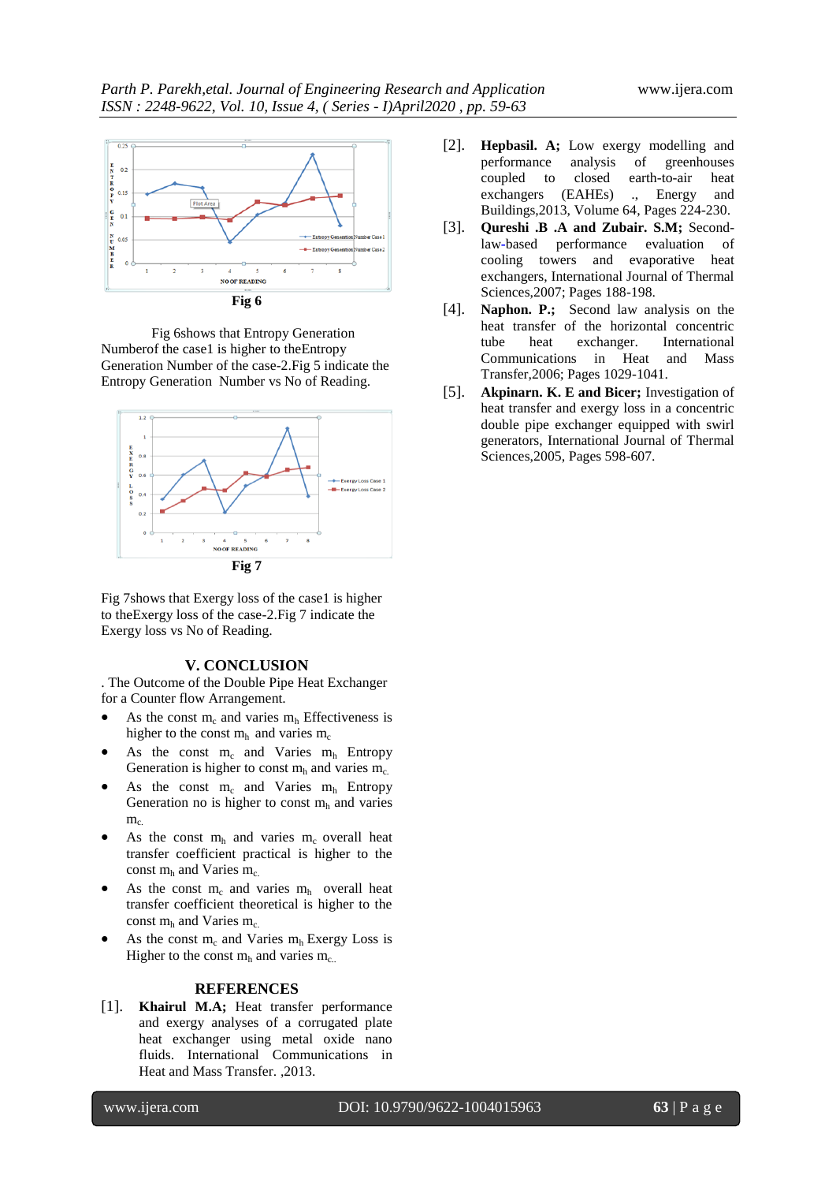0.25
0.2
0.15
0.1
0.05
0
ENTROPY GEN NUMBER
Plot Area
Entropy Generation Number Case1
Entropy Generation Number Case2
1 2 3 4 5 6 7 8
NO OF READING

Fig 6

Fig 6shows that Entropy Generation Numberof the case1 is higher to theEntropy Generation Number of the case-2.Fig 5 indicate the Entropy Generation Number vs No of Reading.

1.2
1
0.8
0.6
0.4
0.2
0
EXERGY LOSS
Exergy Loss Case 1
Exergy Loss Case 2
1 2 3 4 5 6 7 8
NO OF READING

Fig 7

Fig 7shows that Exergy loss of the case1 is higher to theExergy loss of the case-2.Fig 7 indicate the Exergy loss vs No of Reading.

## V. CONCLUSION

. The Outcome of the Double Pipe Heat Exchanger for a Counter flow Arrangement.

- As the const $m_c$ and varies $m_h$ Effectiveness is higher to the const $m_h$ and varies $m_c$
- As the const $m_c$ and Varies $m_h$ Entropy Generation is higher to const $m_h$ and varies $m_c$.
- As the const $m_c$ and Varies $m_h$ Entropy Generation no is higher to const $m_h$ and varies $m_c$.
- As the const $m_h$ and varies $m_c$ overall heat transfer coefficient practical is higher to the const $m_h$ and Varies $m_c$.
- As the const $m_c$ and varies $m_h$ overall heat transfer coefficient theoretical is higher to the const $m_h$ and Varies $m_c$.
- As the const $m_c$ and Varies $m_h$ Exergy Loss is Higher to the const $m_h$ and varies $m_c$.

## REFERENCES

[1]. **Khairul M.A;** Heat transfer performance and exergy analyses of a corrugated plate heat exchanger using metal oxide nano fluids. International Communications in Heat and Mass Transfer. ,2013.

[2]. **Hepbasil. A;** Low exergy modelling and performance analysis of greenhouses coupled to closed earth-to-air heat exchangers (EAHEs) ., Energy and Buildings,2013, Volume 64, Pages 224-230.

[3]. **Qureshi .B .A and Zubair. S.M;** Second-law-based performance evaluation of cooling towers and evaporative heat exchangers, International Journal of Thermal Sciences,2007; Pages 188-198.

[4]. **Naphon. P.;** Second law analysis on the heat transfer of the horizontal concentric tube heat exchanger. International Communications in Heat and Mass Transfer,2006; Pages 1029-1041.

[5]. **Akpinarn. K. E and Bicer;** Investigation of heat transfer and exergy loss in a concentric double pipe exchanger equipped with swirl generators, International Journal of Thermal Sciences,2005, Pages 598-607.